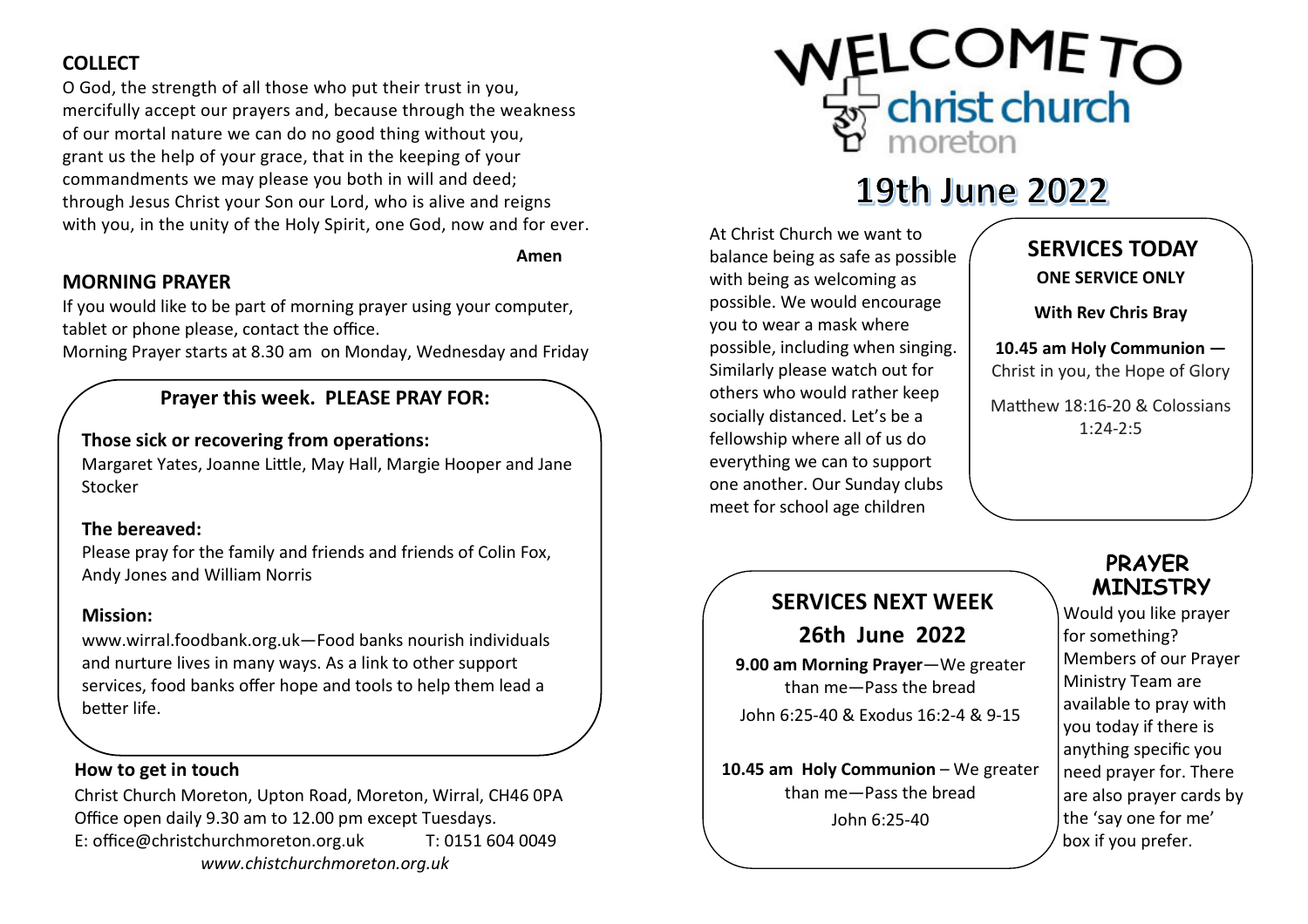## COLLECT

O God, the strength of all those who put their trust in you, mercifully accept our prayers and, because through the weakness of our mortal nature we can do no good thing without you, grant us the help of your grace, that in the keeping of your commandments we may please you both in will and deed; through Jesus Christ your Son our Lord, who is alive and reigns with you, in the unity of the Holy Spirit, one God, now and for ever.

**Amen**

## MORNING PRAYER

If you would like to be part of morning prayer using your computer, tablet or phone please, contact the office.
Morning Prayer starts at 8.30 am on Monday, Wednesday and Friday

### Prayer this week. PLEASE PRAY FOR:

**Those sick or recovering from operations:**
Margaret Yates, Joanne Little, May Hall, Margie Hooper and Jane Stocker

**The bereaved:**
Please pray for the family and friends and friends of Colin Fox, Andy Jones and William Norris

**Mission:**
www.wirral.foodbank.org.uk—Food banks nourish individuals and nurture lives in many ways. As a link to other support services, food banks offer hope and tools to help them lead a better life.

### How to get in touch

Christ Church Moreton, Upton Road, Moreton, Wirral, CH46 0PA
Office open daily 9.30 am to 12.00 pm except Tuesdays.
E: office@christchurchmoreton.org.uk T: 0151 604 0049
*www.chistchurchmoreton.org.uk*

# WELCOME TO christ church moreton

# 19th June 2022

At Christ Church we want to balance being as safe as possible with being as welcoming as possible. We would encourage you to wear a mask where possible, including when singing. Similarly please watch out for others who would rather keep socially distanced. Let's be a fellowship where all of us do everything we can to support one another. Our Sunday clubs meet for school age children

## SERVICES TODAY

**ONE SERVICE ONLY**

**With Rev Chris Bray**

**10.45 am Holy Communion —** Christ in you, the Hope of Glory

Matthew 18:16-20 & Colossians 1:24-2:5

## SERVICES NEXT WEEK

### 26th June 2022

**9.00 am Morning Prayer**—We greater than me—Pass the bread
John 6:25-40 & Exodus 16:2-4 & 9-15

**10.45 am Holy Communion** – We greater than me—Pass the bread
John 6:25-40

## PRAYER MINISTRY

Would you like prayer for something? Members of our Prayer Ministry Team are available to pray with you today if there is anything specific you need prayer for. There are also prayer cards by the 'say one for me' box if you prefer.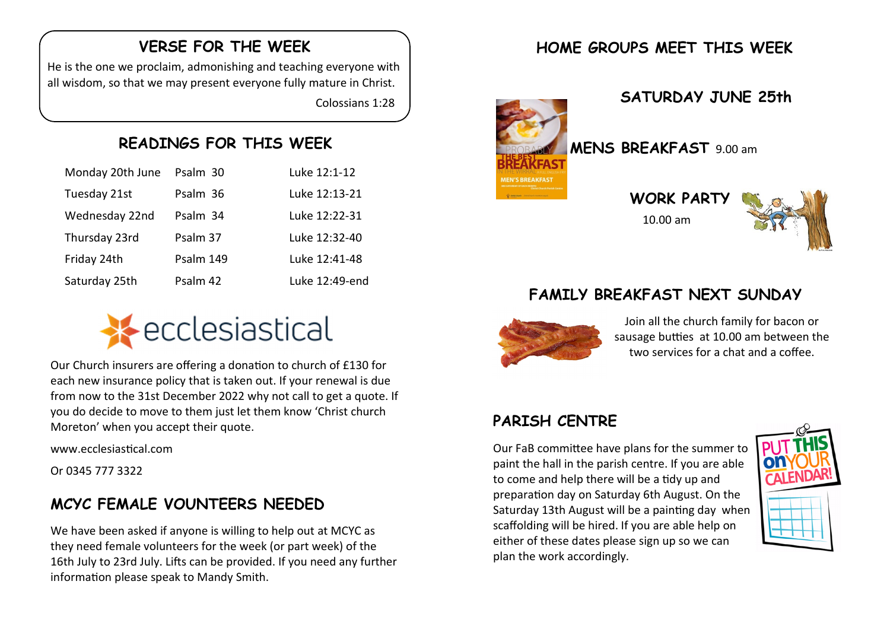## VERSE FOR THE WEEK

He is the one we proclaim, admonishing and teaching everyone with all wisdom, so that we may present everyone fully mature in Christ.

Colossians 1:28

## READINGS FOR THIS WEEK

| | | |
|---|---|---|
| Monday 20th June | Psalm 30 | Luke 12:1-12 |
| Tuesday 21st | Psalm 36 | Luke 12:13-21 |
| Wednesday 22nd | Psalm 34 | Luke 12:22-31 |
| Thursday 23rd | Psalm 37 | Luke 12:32-40 |
| Friday 24th | Psalm 149 | Luke 12:41-48 |
| Saturday 25th | Psalm 42 | Luke 12:49-end |

ecclesiastical

Our Church insurers are offering a donation to church of £130 for each new insurance policy that is taken out. If your renewal is due from now to the 31st December 2022 why not call to get a quote. If you do decide to move to them just let them know 'Christ church Moreton' when you accept their quote.

www.ecclesiastical.com

Or 0345 777 3322

## MCYC FEMALE VOUNTEERS NEEDED

We have been asked if anyone is willing to help out at MCYC as they need female volunteers for the week (or part week) of the 16th July to 23rd July. Lifts can be provided. If you need any further information please speak to Mandy Smith.

## HOME GROUPS MEET THIS WEEK

### SATURDAY JUNE 25th

**MENS BREAKFAST** 9.00 am

**WORK PARTY**
10.00 am

## FAMILY BREAKFAST NEXT SUNDAY

Join all the church family for bacon or sausage butties at 10.00 am between the two services for a chat and a coffee.

## PARISH CENTRE

Our FaB committee have plans for the summer to paint the hall in the parish centre. If you are able to come and help there will be a tidy up and preparation day on Saturday 6th August. On the Saturday 13th August will be a painting day when scaffolding will be hired. If you are able help on either of these dates please sign up so we can plan the work accordingly.